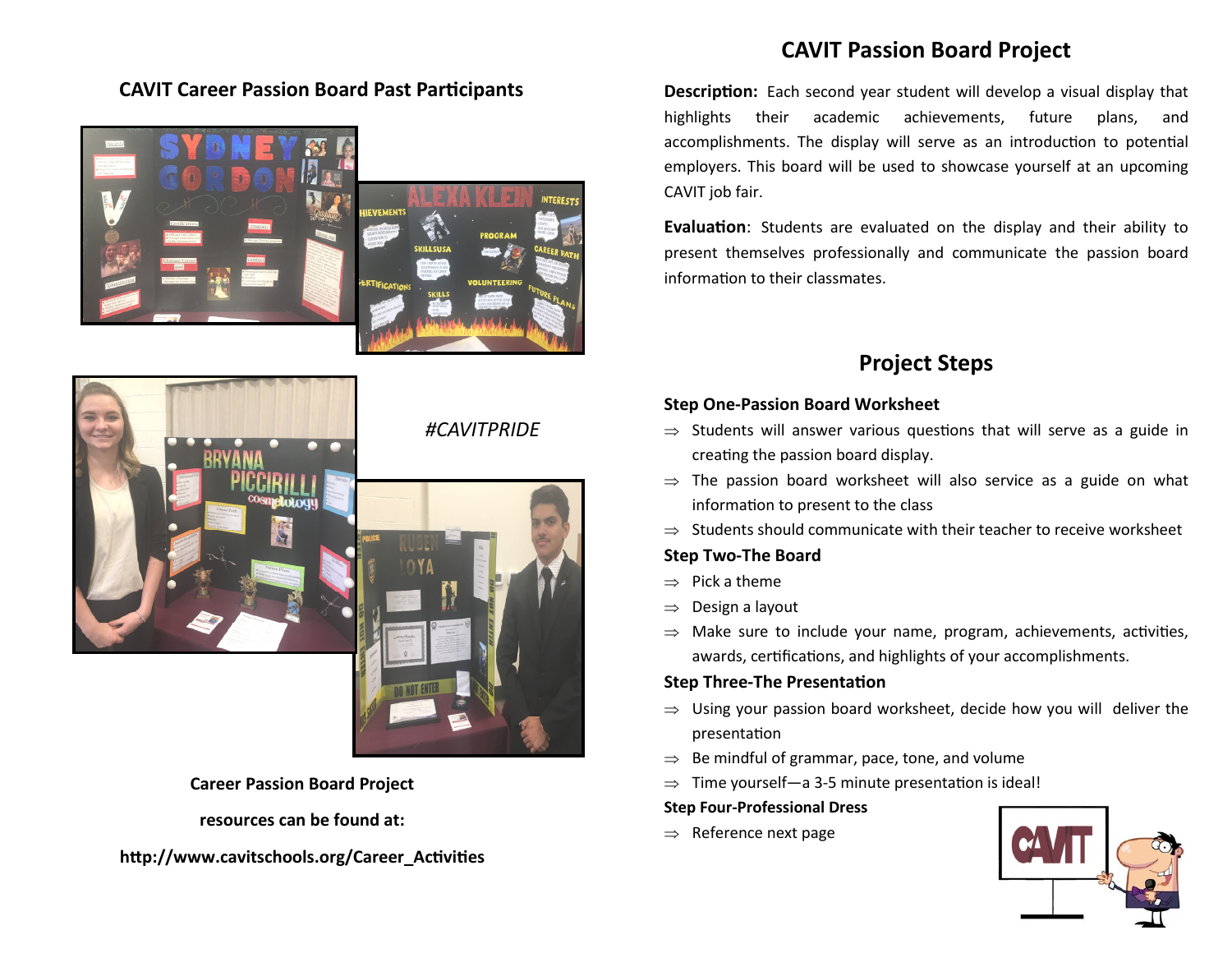## CAVIT Career Passion Board Past Participants

*#CAVITPRIDE*

**Career Passion Board Project**

**resources can be found at:**

**http://www.cavitschools.org/Career_Activities**

# CAVIT Passion Board Project

**Description:** Each second year student will develop a visual display that highlights their academic achievements, future plans, and accomplishments. The display will serve as an introduction to potential employers. This board will be used to showcase yourself at an upcoming CAVIT job fair.

**Evaluation**: Students are evaluated on the display and their ability to present themselves professionally and communicate the passion board information to their classmates.

## Project Steps

### Step One-Passion Board Worksheet

- Students will answer various questions that will serve as a guide in creating the passion board display.
- The passion board worksheet will also service as a guide on what information to present to the class
- Students should communicate with their teacher to receive worksheet

### Step Two-The Board

- Pick a theme
- Design a layout
- Make sure to include your name, program, achievements, activities, awards, certifications, and highlights of your accomplishments.

### Step Three-The Presentation

- Using your passion board worksheet, decide how you will deliver the presentation
- Be mindful of grammar, pace, tone, and volume
- Time yourself—a 3-5 minute presentation is ideal!

### Step Four-Professional Dress

- Reference next page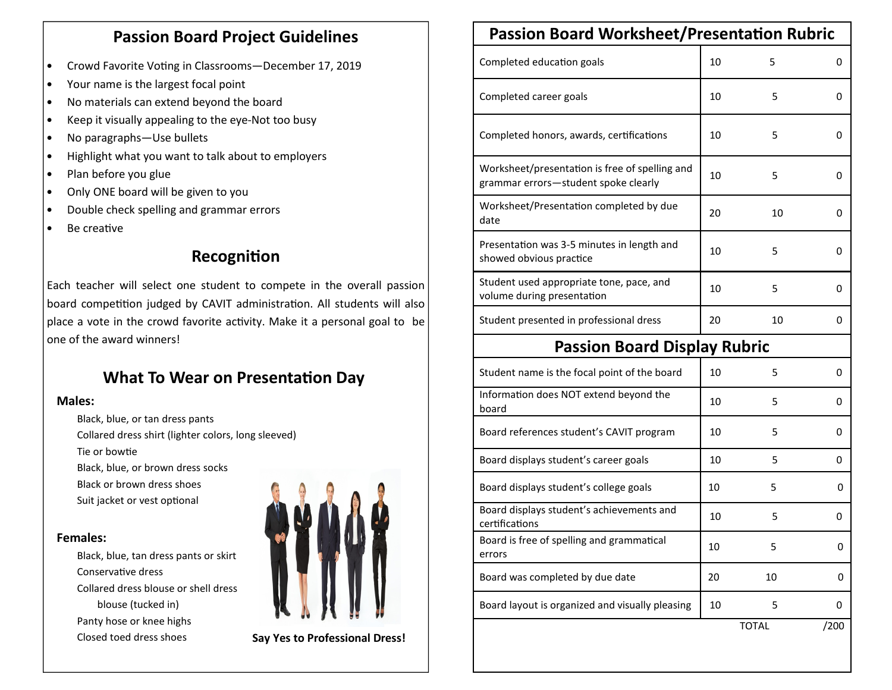## Passion Board Project Guidelines

- Crowd Favorite Voting in Classrooms—December 17, 2019
- Your name is the largest focal point
- No materials can extend beyond the board
- Keep it visually appealing to the eye-Not too busy
- No paragraphs—Use bullets
- Highlight what you want to talk about to employers
- Plan before you glue
- Only ONE board will be given to you
- Double check spelling and grammar errors
- Be creative

## Recognition

Each teacher will select one student to compete in the overall passion board competition judged by CAVIT administration. All students will also place a vote in the crowd favorite activity. Make it a personal goal to be one of the award winners!

## What To Wear on Presentation Day

### Males:

- Black, blue, or tan dress pants
- Collared dress shirt (lighter colors, long sleeved)
- Tie or bowtie
- Black, blue, or brown dress socks
- Black or brown dress shoes
- Suit jacket or vest optional

### Females:

- Black, blue, tan dress pants or skirt
- Conservative dress
- Collared dress blouse or shell dress blouse (tucked in)
- Panty hose or knee highs
- Closed toed dress shoes

**Say Yes to Professional Dress!**

## Passion Board Worksheet/Presentation Rubric

| | | | |
|---|---|---|---|
| Completed education goals | 10 | 5 | 0 |
| Completed career goals | 10 | 5 | 0 |
| Completed honors, awards, certifications | 10 | 5 | 0 |
| Worksheet/presentation is free of spelling and grammar errors—student spoke clearly | 10 | 5 | 0 |
| Worksheet/Presentation completed by due date | 20 | 10 | 0 |
| Presentation was 3-5 minutes in length and showed obvious practice | 10 | 5 | 0 |
| Student used appropriate tone, pace, and volume during presentation | 10 | 5 | 0 |
| Student presented in professional dress | 20 | 10 | 0 |

## Passion Board Display Rubric

| | | | |
|---|---|---|---|
| Student name is the focal point of the board | 10 | 5 | 0 |
| Information does NOT extend beyond the board | 10 | 5 | 0 |
| Board references student's CAVIT program | 10 | 5 | 0 |
| Board displays student's career goals | 10 | 5 | 0 |
| Board displays student's college goals | 10 | 5 | 0 |
| Board displays student's achievements and certifications | 10 | 5 | 0 |
| Board is free of spelling and grammatical errors | 10 | 5 | 0 |
| Board was completed by due date | 20 | 10 | 0 |
| Board layout is organized and visually pleasing | 10 | 5 | 0 |
| | | TOTAL | /200 |